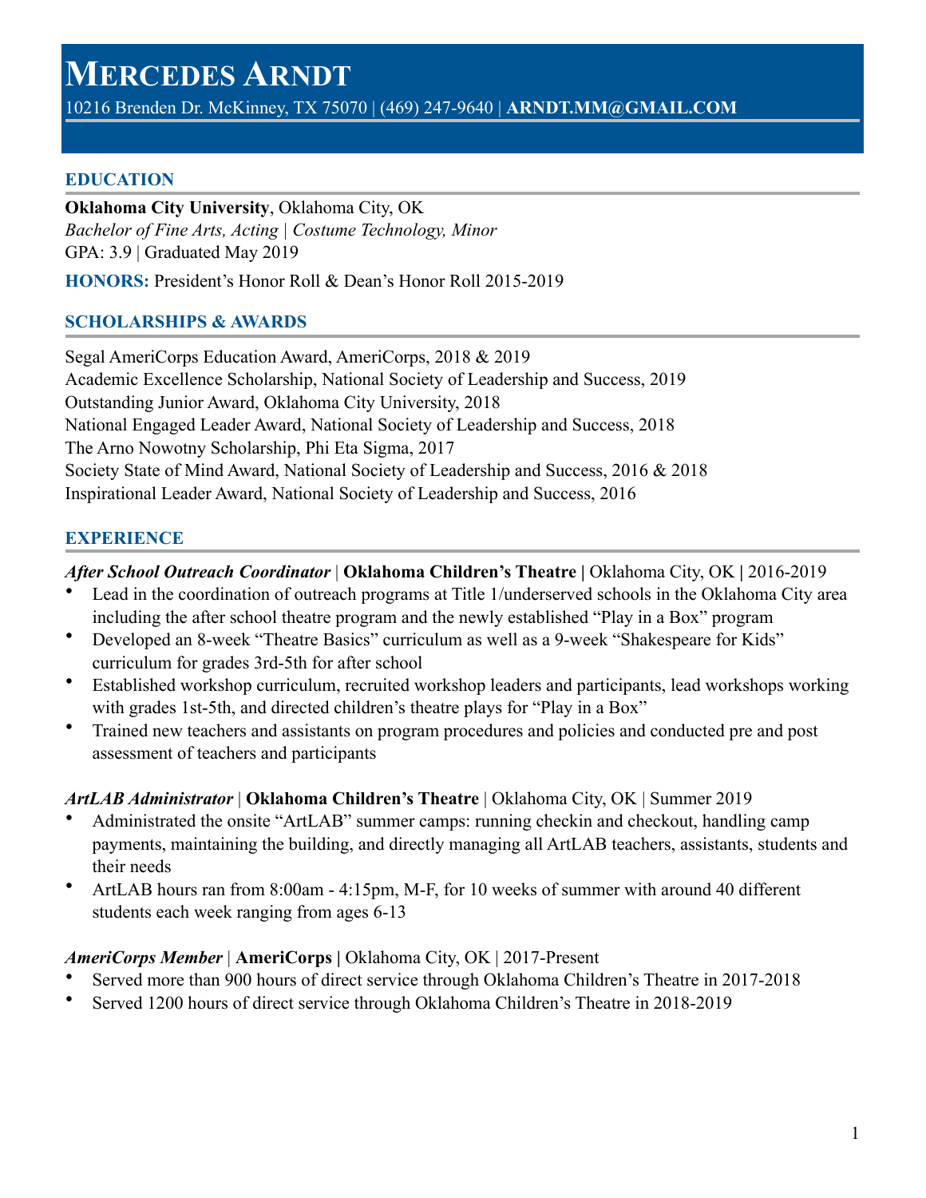# Mercedes Arndt

10216 Brenden Dr. McKinney, TX 75070 | (469) 247-9640 | **ARNDT.MM@GMAIL.COM**

## EDUCATION

**Oklahoma City University**, Oklahoma City, OK
*Bachelor of Fine Arts, Acting | Costume Technology, Minor*
GPA: 3.9 | Graduated May 2019

**HONORS:** President's Honor Roll & Dean's Honor Roll 2015-2019

## SCHOLARSHIPS & AWARDS

Segal AmeriCorps Education Award, AmeriCorps, 2018 & 2019
Academic Excellence Scholarship, National Society of Leadership and Success, 2019
Outstanding Junior Award, Oklahoma City University, 2018
National Engaged Leader Award, National Society of Leadership and Success, 2018
The Arno Nowotny Scholarship, Phi Eta Sigma, 2017
Society State of Mind Award, National Society of Leadership and Success, 2016 & 2018
Inspirational Leader Award, National Society of Leadership and Success, 2016

## EXPERIENCE

***After School Outreach Coordinator*** | **Oklahoma Children's Theatre |** Oklahoma City, OK **|** 2016-2019

- Lead in the coordination of outreach programs at Title 1/underserved schools in the Oklahoma City area including the after school theatre program and the newly established "Play in a Box" program
- Developed an 8-week "Theatre Basics" curriculum as well as a 9-week "Shakespeare for Kids" curriculum for grades 3rd-5th for after school
- Established workshop curriculum, recruited workshop leaders and participants, lead workshops working with grades 1st-5th, and directed children's theatre plays for "Play in a Box"
- Trained new teachers and assistants on program procedures and policies and conducted pre and post assessment of teachers and participants

***ArtLAB Administrator*** | **Oklahoma Children's Theatre** | Oklahoma City, OK | Summer 2019

- Administrated the onsite "ArtLAB" summer camps: running checkin and checkout, handling camp payments, maintaining the building, and directly managing all ArtLAB teachers, assistants, students and their needs
- ArtLAB hours ran from 8:00am - 4:15pm, M-F, for 10 weeks of summer with around 40 different students each week ranging from ages 6-13

***AmeriCorps Member*** | **AmeriCorps |** Oklahoma City, OK | 2017-Present

- Served more than 900 hours of direct service through Oklahoma Children's Theatre in 2017-2018
- Served 1200 hours of direct service through Oklahoma Children's Theatre in 2018-2019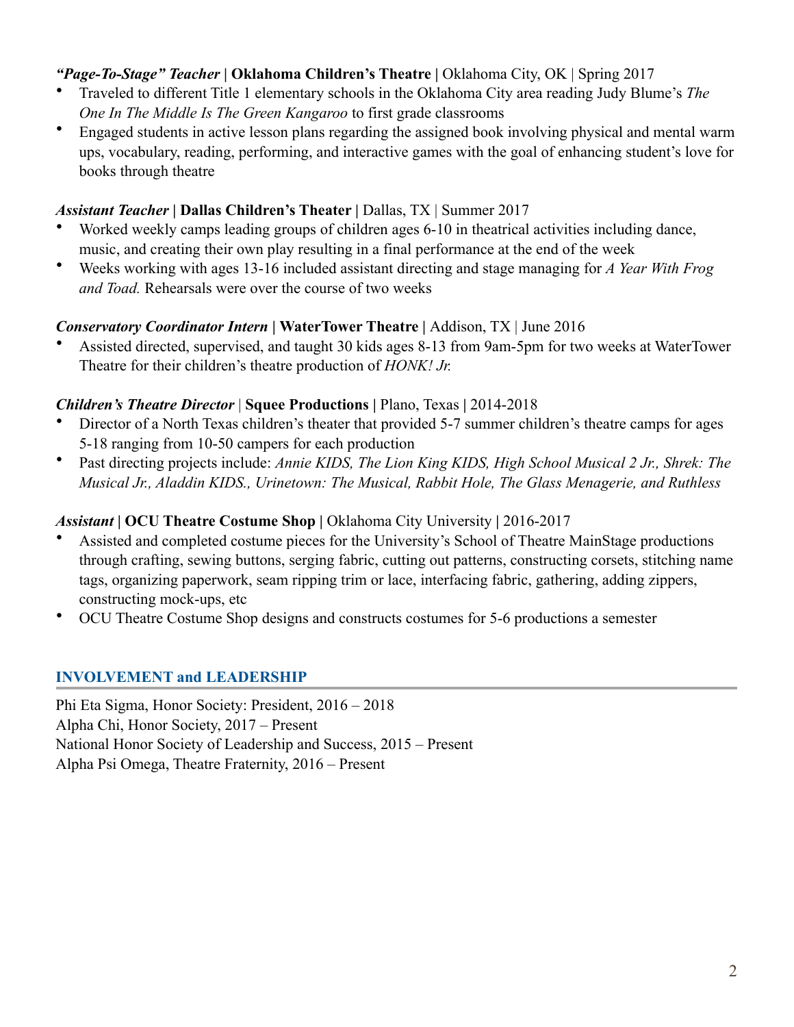***"Page-To-Stage" Teacher* | Oklahoma Children's Theatre |** Oklahoma City, OK | Spring 2017

- Traveled to different Title 1 elementary schools in the Oklahoma City area reading Judy Blume's *The One In The Middle Is The Green Kangaroo* to first grade classrooms
- Engaged students in active lesson plans regarding the assigned book involving physical and mental warm ups, vocabulary, reading, performing, and interactive games with the goal of enhancing student's love for books through theatre

***Assistant Teacher* | Dallas Children's Theater |** Dallas, TX | Summer 2017

- Worked weekly camps leading groups of children ages 6-10 in theatrical activities including dance, music, and creating their own play resulting in a final performance at the end of the week
- Weeks working with ages 13-16 included assistant directing and stage managing for *A Year With Frog and Toad.* Rehearsals were over the course of two weeks

***Conservatory Coordinator Intern* | WaterTower Theatre |** Addison, TX | June 2016

- Assisted directed, supervised, and taught 30 kids ages 8-13 from 9am-5pm for two weeks at WaterTower Theatre for their children's theatre production of *HONK! Jr.*

***Children's Theatre Director* | Squee Productions |** Plano, Texas **|** 2014-2018

- Director of a North Texas children's theater that provided 5-7 summer children's theatre camps for ages 5-18 ranging from 10-50 campers for each production
- Past directing projects include: *Annie KIDS, The Lion King KIDS, High School Musical 2 Jr., Shrek: The Musical Jr., Aladdin KIDS., Urinetown: The Musical, Rabbit Hole, The Glass Menagerie, and Ruthless*

***Assistant* | OCU Theatre Costume Shop |** Oklahoma City University **|** 2016-2017

- Assisted and completed costume pieces for the University's School of Theatre MainStage productions through crafting, sewing buttons, serging fabric, cutting out patterns, constructing corsets, stitching name tags, organizing paperwork, seam ripping trim or lace, interfacing fabric, gathering, adding zippers, constructing mock-ups, etc
- OCU Theatre Costume Shop designs and constructs costumes for 5-6 productions a semester

## INVOLVEMENT and LEADERSHIP

Phi Eta Sigma, Honor Society: President, 2016 – 2018
Alpha Chi, Honor Society, 2017 – Present
National Honor Society of Leadership and Success, 2015 – Present
Alpha Psi Omega, Theatre Fraternity, 2016 – Present